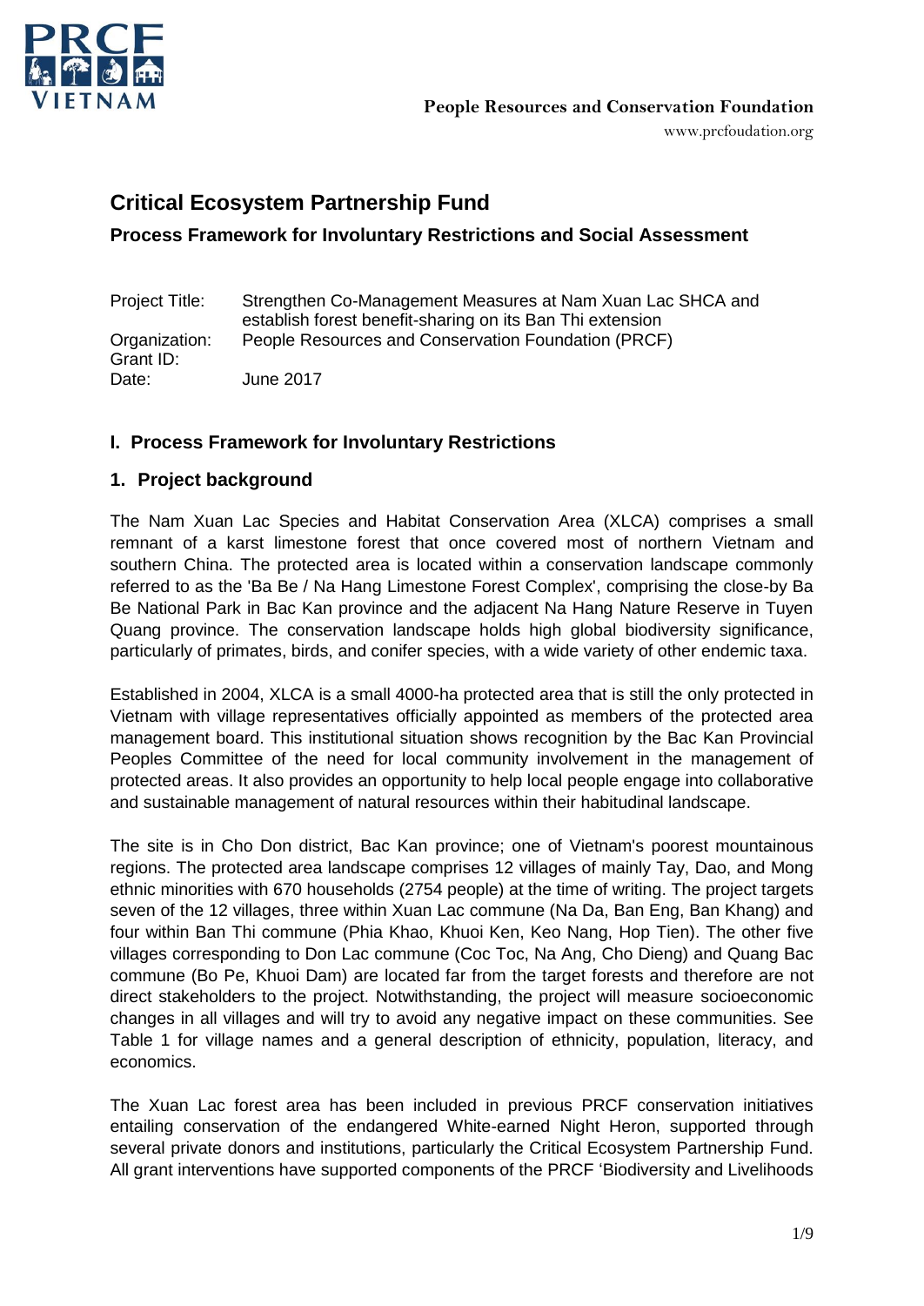People Resources and Conservation Foundation

www.prcfoudation.org

# Critical Ecosystem Partnership Fund

## Process Framework for Involuntary Restrictions and Social Assessment

| | |
|---|---|
| Project Title: | Strengthen Co-Management Measures at Nam Xuan Lac SHCA and establish forest benefit-sharing on its Ban Thi extension |
| Organization: | People Resources and Conservation Foundation (PRCF) |
| Grant ID: | |
| Date: | June 2017 |

## I. Process Framework for Involuntary Restrictions

### 1. Project background

The Nam Xuan Lac Species and Habitat Conservation Area (XLCA) comprises a small remnant of a karst limestone forest that once covered most of northern Vietnam and southern China. The protected area is located within a conservation landscape commonly referred to as the 'Ba Be / Na Hang Limestone Forest Complex', comprising the close-by Ba Be National Park in Bac Kan province and the adjacent Na Hang Nature Reserve in Tuyen Quang province. The conservation landscape holds high global biodiversity significance, particularly of primates, birds, and conifer species, with a wide variety of other endemic taxa.

Established in 2004, XLCA is a small 4000-ha protected area that is still the only protected in Vietnam with village representatives officially appointed as members of the protected area management board. This institutional situation shows recognition by the Bac Kan Provincial Peoples Committee of the need for local community involvement in the management of protected areas. It also provides an opportunity to help local people engage into collaborative and sustainable management of natural resources within their habitudinal landscape.

The site is in Cho Don district, Bac Kan province; one of Vietnam's poorest mountainous regions. The protected area landscape comprises 12 villages of mainly Tay, Dao, and Mong ethnic minorities with 670 households (2754 people) at the time of writing. The project targets seven of the 12 villages, three within Xuan Lac commune (Na Da, Ban Eng, Ban Khang) and four within Ban Thi commune (Phia Khao, Khuoi Ken, Keo Nang, Hop Tien). The other five villages corresponding to Don Lac commune (Coc Toc, Na Ang, Cho Dieng) and Quang Bac commune (Bo Pe, Khuoi Dam) are located far from the target forests and therefore are not direct stakeholders to the project. Notwithstanding, the project will measure socioeconomic changes in all villages and will try to avoid any negative impact on these communities. See Table 1 for village names and a general description of ethnicity, population, literacy, and economics.

The Xuan Lac forest area has been included in previous PRCF conservation initiatives entailing conservation of the endangered White-earned Night Heron, supported through several private donors and institutions, particularly the Critical Ecosystem Partnership Fund. All grant interventions have supported components of the PRCF 'Biodiversity and Livelihoods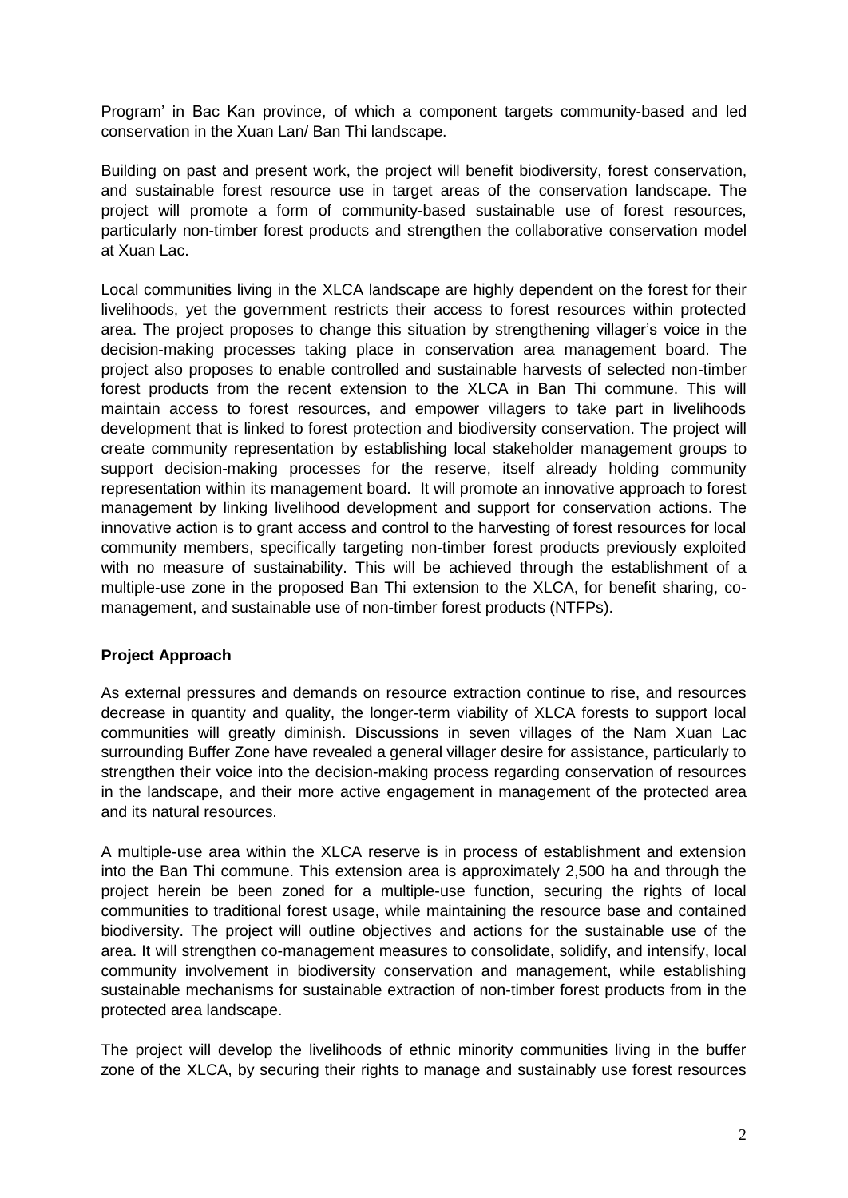Program' in Bac Kan province, of which a component targets community-based and led conservation in the Xuan Lan/ Ban Thi landscape.

Building on past and present work, the project will benefit biodiversity, forest conservation, and sustainable forest resource use in target areas of the conservation landscape. The project will promote a form of community-based sustainable use of forest resources, particularly non-timber forest products and strengthen the collaborative conservation model at Xuan Lac.

Local communities living in the XLCA landscape are highly dependent on the forest for their livelihoods, yet the government restricts their access to forest resources within protected area. The project proposes to change this situation by strengthening villager's voice in the decision-making processes taking place in conservation area management board. The project also proposes to enable controlled and sustainable harvests of selected non-timber forest products from the recent extension to the XLCA in Ban Thi commune. This will maintain access to forest resources, and empower villagers to take part in livelihoods development that is linked to forest protection and biodiversity conservation. The project will create community representation by establishing local stakeholder management groups to support decision-making processes for the reserve, itself already holding community representation within its management board. It will promote an innovative approach to forest management by linking livelihood development and support for conservation actions. The innovative action is to grant access and control to the harvesting of forest resources for local community members, specifically targeting non-timber forest products previously exploited with no measure of sustainability. This will be achieved through the establishment of a multiple-use zone in the proposed Ban Thi extension to the XLCA, for benefit sharing, co-management, and sustainable use of non-timber forest products (NTFPs).

**Project Approach**

As external pressures and demands on resource extraction continue to rise, and resources decrease in quantity and quality, the longer-term viability of XLCA forests to support local communities will greatly diminish. Discussions in seven villages of the Nam Xuan Lac surrounding Buffer Zone have revealed a general villager desire for assistance, particularly to strengthen their voice into the decision-making process regarding conservation of resources in the landscape, and their more active engagement in management of the protected area and its natural resources.

A multiple-use area within the XLCA reserve is in process of establishment and extension into the Ban Thi commune. This extension area is approximately 2,500 ha and through the project herein be been zoned for a multiple-use function, securing the rights of local communities to traditional forest usage, while maintaining the resource base and contained biodiversity. The project will outline objectives and actions for the sustainable use of the area. It will strengthen co-management measures to consolidate, solidify, and intensify, local community involvement in biodiversity conservation and management, while establishing sustainable mechanisms for sustainable extraction of non-timber forest products from in the protected area landscape.

The project will develop the livelihoods of ethnic minority communities living in the buffer zone of the XLCA, by securing their rights to manage and sustainably use forest resources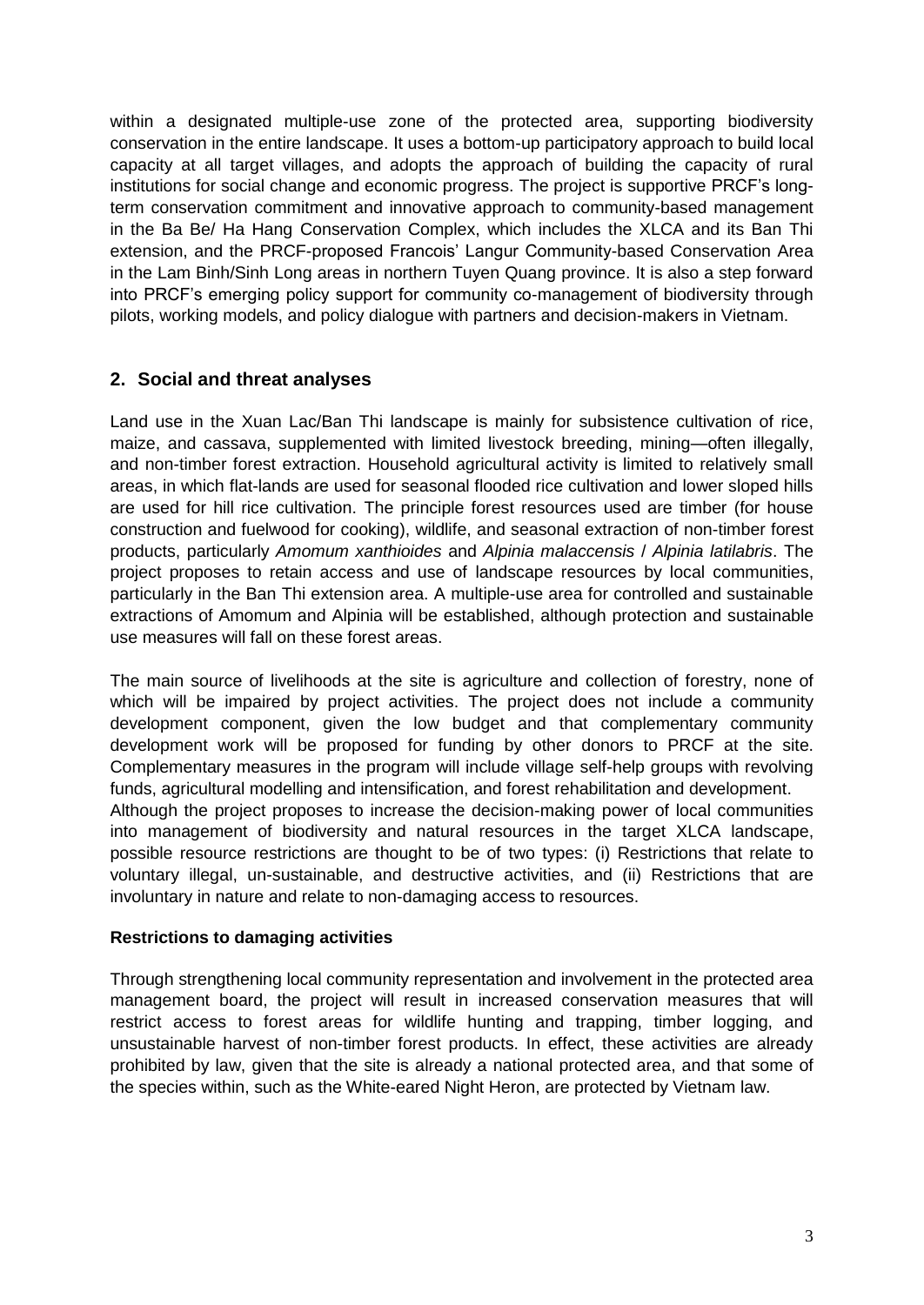within a designated multiple-use zone of the protected area, supporting biodiversity conservation in the entire landscape. It uses a bottom-up participatory approach to build local capacity at all target villages, and adopts the approach of building the capacity of rural institutions for social change and economic progress. The project is supportive PRCF's long-term conservation commitment and innovative approach to community-based management in the Ba Be/ Ha Hang Conservation Complex, which includes the XLCA and its Ban Thi extension, and the PRCF-proposed Francois' Langur Community-based Conservation Area in the Lam Binh/Sinh Long areas in northern Tuyen Quang province. It is also a step forward into PRCF's emerging policy support for community co-management of biodiversity through pilots, working models, and policy dialogue with partners and decision-makers in Vietnam.

## 2. Social and threat analyses

Land use in the Xuan Lac/Ban Thi landscape is mainly for subsistence cultivation of rice, maize, and cassava, supplemented with limited livestock breeding, mining—often illegally, and non-timber forest extraction. Household agricultural activity is limited to relatively small areas, in which flat-lands are used for seasonal flooded rice cultivation and lower sloped hills are used for hill rice cultivation. The principle forest resources used are timber (for house construction and fuelwood for cooking), wildlife, and seasonal extraction of non-timber forest products, particularly *Amomum xanthioides* and *Alpinia malaccensis* / *Alpinia latilabris*. The project proposes to retain access and use of landscape resources by local communities, particularly in the Ban Thi extension area. A multiple-use area for controlled and sustainable extractions of Amomum and Alpinia will be established, although protection and sustainable use measures will fall on these forest areas.

The main source of livelihoods at the site is agriculture and collection of forestry, none of which will be impaired by project activities. The project does not include a community development component, given the low budget and that complementary community development work will be proposed for funding by other donors to PRCF at the site. Complementary measures in the program will include village self-help groups with revolving funds, agricultural modelling and intensification, and forest rehabilitation and development.
Although the project proposes to increase the decision-making power of local communities into management of biodiversity and natural resources in the target XLCA landscape, possible resource restrictions are thought to be of two types: (i) Restrictions that relate to voluntary illegal, un-sustainable, and destructive activities, and (ii) Restrictions that are involuntary in nature and relate to non-damaging access to resources.

**Restrictions to damaging activities**

Through strengthening local community representation and involvement in the protected area management board, the project will result in increased conservation measures that will restrict access to forest areas for wildlife hunting and trapping, timber logging, and unsustainable harvest of non-timber forest products. In effect, these activities are already prohibited by law, given that the site is already a national protected area, and that some of the species within, such as the White-eared Night Heron, are protected by Vietnam law.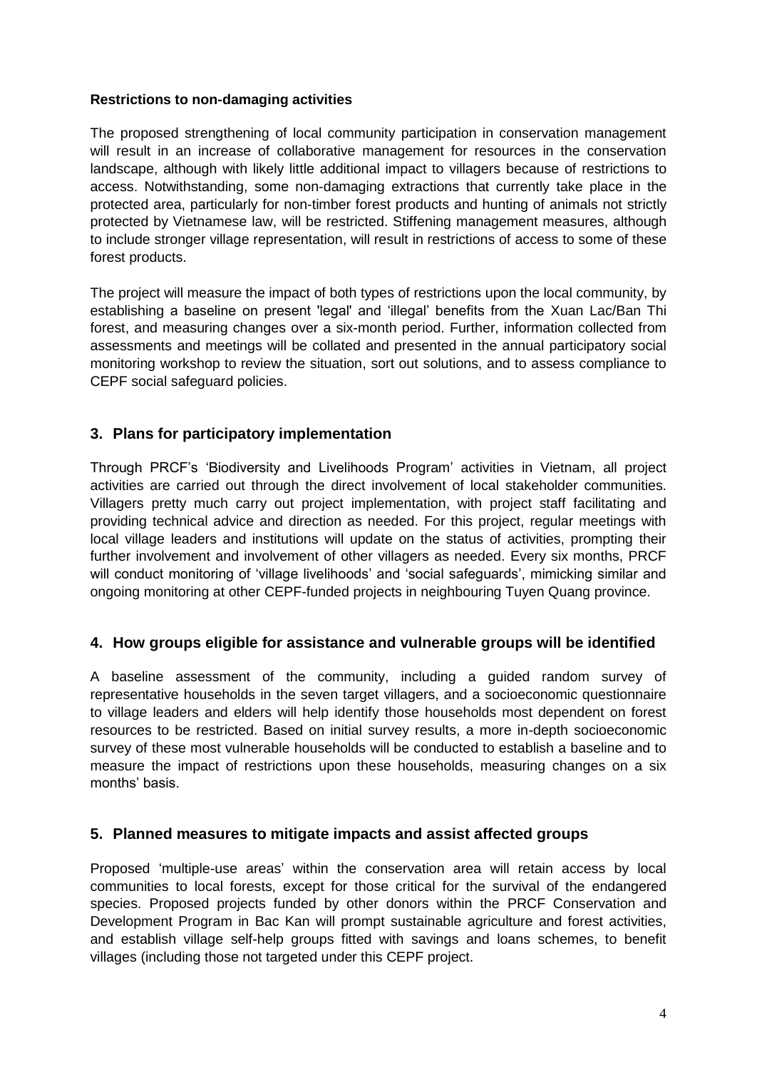**Restrictions to non-damaging activities**

The proposed strengthening of local community participation in conservation management will result in an increase of collaborative management for resources in the conservation landscape, although with likely little additional impact to villagers because of restrictions to access. Notwithstanding, some non-damaging extractions that currently take place in the protected area, particularly for non-timber forest products and hunting of animals not strictly protected by Vietnamese law, will be restricted. Stiffening management measures, although to include stronger village representation, will result in restrictions of access to some of these forest products.

The project will measure the impact of both types of restrictions upon the local community, by establishing a baseline on present 'legal' and 'illegal' benefits from the Xuan Lac/Ban Thi forest, and measuring changes over a six-month period. Further, information collected from assessments and meetings will be collated and presented in the annual participatory social monitoring workshop to review the situation, sort out solutions, and to assess compliance to CEPF social safeguard policies.

## 3. Plans for participatory implementation

Through PRCF's 'Biodiversity and Livelihoods Program' activities in Vietnam, all project activities are carried out through the direct involvement of local stakeholder communities. Villagers pretty much carry out project implementation, with project staff facilitating and providing technical advice and direction as needed. For this project, regular meetings with local village leaders and institutions will update on the status of activities, prompting their further involvement and involvement of other villagers as needed. Every six months, PRCF will conduct monitoring of 'village livelihoods' and 'social safeguards', mimicking similar and ongoing monitoring at other CEPF-funded projects in neighbouring Tuyen Quang province.

## 4. How groups eligible for assistance and vulnerable groups will be identified

A baseline assessment of the community, including a guided random survey of representative households in the seven target villagers, and a socioeconomic questionnaire to village leaders and elders will help identify those households most dependent on forest resources to be restricted. Based on initial survey results, a more in-depth socioeconomic survey of these most vulnerable households will be conducted to establish a baseline and to measure the impact of restrictions upon these households, measuring changes on a six months' basis.

## 5. Planned measures to mitigate impacts and assist affected groups

Proposed 'multiple-use areas' within the conservation area will retain access by local communities to local forests, except for those critical for the survival of the endangered species. Proposed projects funded by other donors within the PRCF Conservation and Development Program in Bac Kan will prompt sustainable agriculture and forest activities, and establish village self-help groups fitted with savings and loans schemes, to benefit villages (including those not targeted under this CEPF project.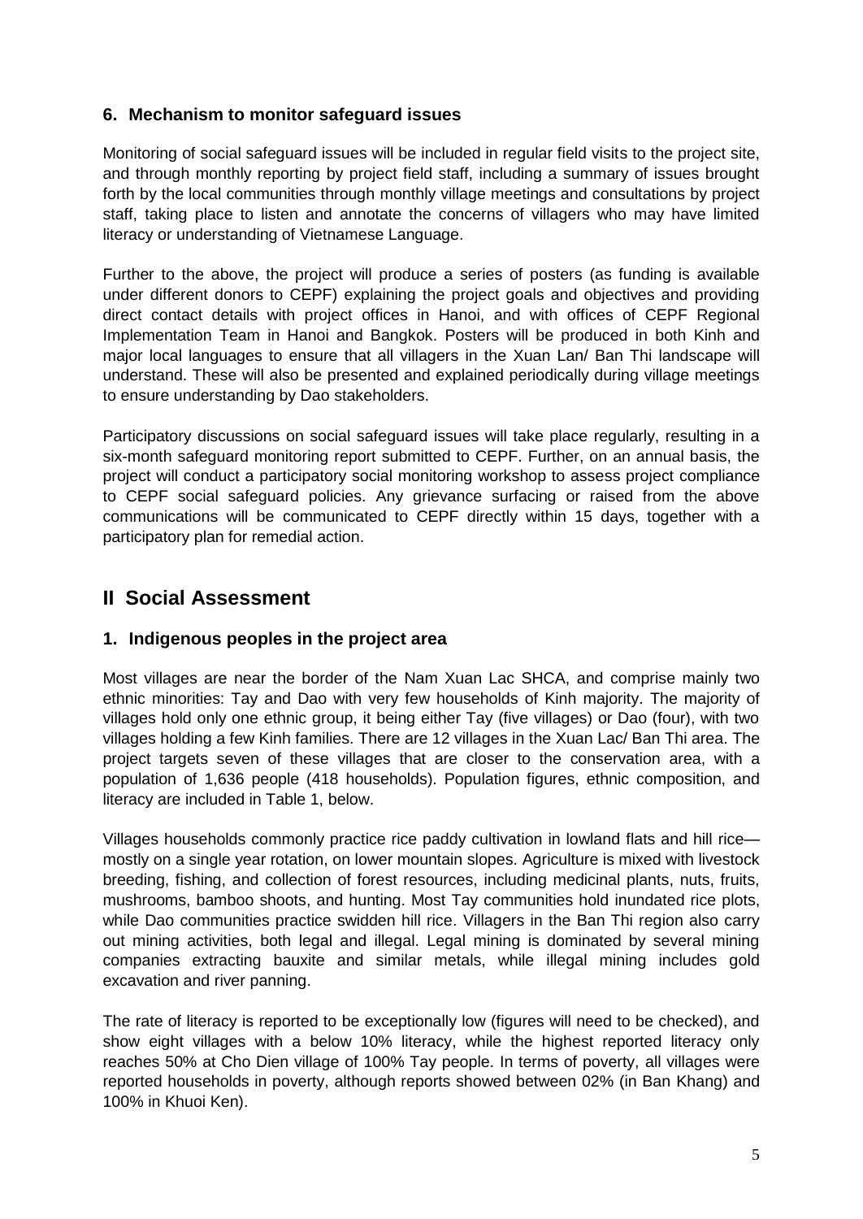## 6. Mechanism to monitor safeguard issues

Monitoring of social safeguard issues will be included in regular field visits to the project site, and through monthly reporting by project field staff, including a summary of issues brought forth by the local communities through monthly village meetings and consultations by project staff, taking place to listen and annotate the concerns of villagers who may have limited literacy or understanding of Vietnamese Language.

Further to the above, the project will produce a series of posters (as funding is available under different donors to CEPF) explaining the project goals and objectives and providing direct contact details with project offices in Hanoi, and with offices of CEPF Regional Implementation Team in Hanoi and Bangkok. Posters will be produced in both Kinh and major local languages to ensure that all villagers in the Xuan Lan/ Ban Thi landscape will understand. These will also be presented and explained periodically during village meetings to ensure understanding by Dao stakeholders.

Participatory discussions on social safeguard issues will take place regularly, resulting in a six-month safeguard monitoring report submitted to CEPF. Further, on an annual basis, the project will conduct a participatory social monitoring workshop to assess project compliance to CEPF social safeguard policies. Any grievance surfacing or raised from the above communications will be communicated to CEPF directly within 15 days, together with a participatory plan for remedial action.

# II Social Assessment

## 1. Indigenous peoples in the project area

Most villages are near the border of the Nam Xuan Lac SHCA, and comprise mainly two ethnic minorities: Tay and Dao with very few households of Kinh majority. The majority of villages hold only one ethnic group, it being either Tay (five villages) or Dao (four), with two villages holding a few Kinh families. There are 12 villages in the Xuan Lac/ Ban Thi area. The project targets seven of these villages that are closer to the conservation area, with a population of 1,636 people (418 households). Population figures, ethnic composition, and literacy are included in Table 1, below.

Villages households commonly practice rice paddy cultivation in lowland flats and hill rice—mostly on a single year rotation, on lower mountain slopes. Agriculture is mixed with livestock breeding, fishing, and collection of forest resources, including medicinal plants, nuts, fruits, mushrooms, bamboo shoots, and hunting. Most Tay communities hold inundated rice plots, while Dao communities practice swidden hill rice. Villagers in the Ban Thi region also carry out mining activities, both legal and illegal. Legal mining is dominated by several mining companies extracting bauxite and similar metals, while illegal mining includes gold excavation and river panning.

The rate of literacy is reported to be exceptionally low (figures will need to be checked), and show eight villages with a below 10% literacy, while the highest reported literacy only reaches 50% at Cho Dien village of 100% Tay people. In terms of poverty, all villages were reported households in poverty, although reports showed between 02% (in Ban Khang) and 100% in Khuoi Ken).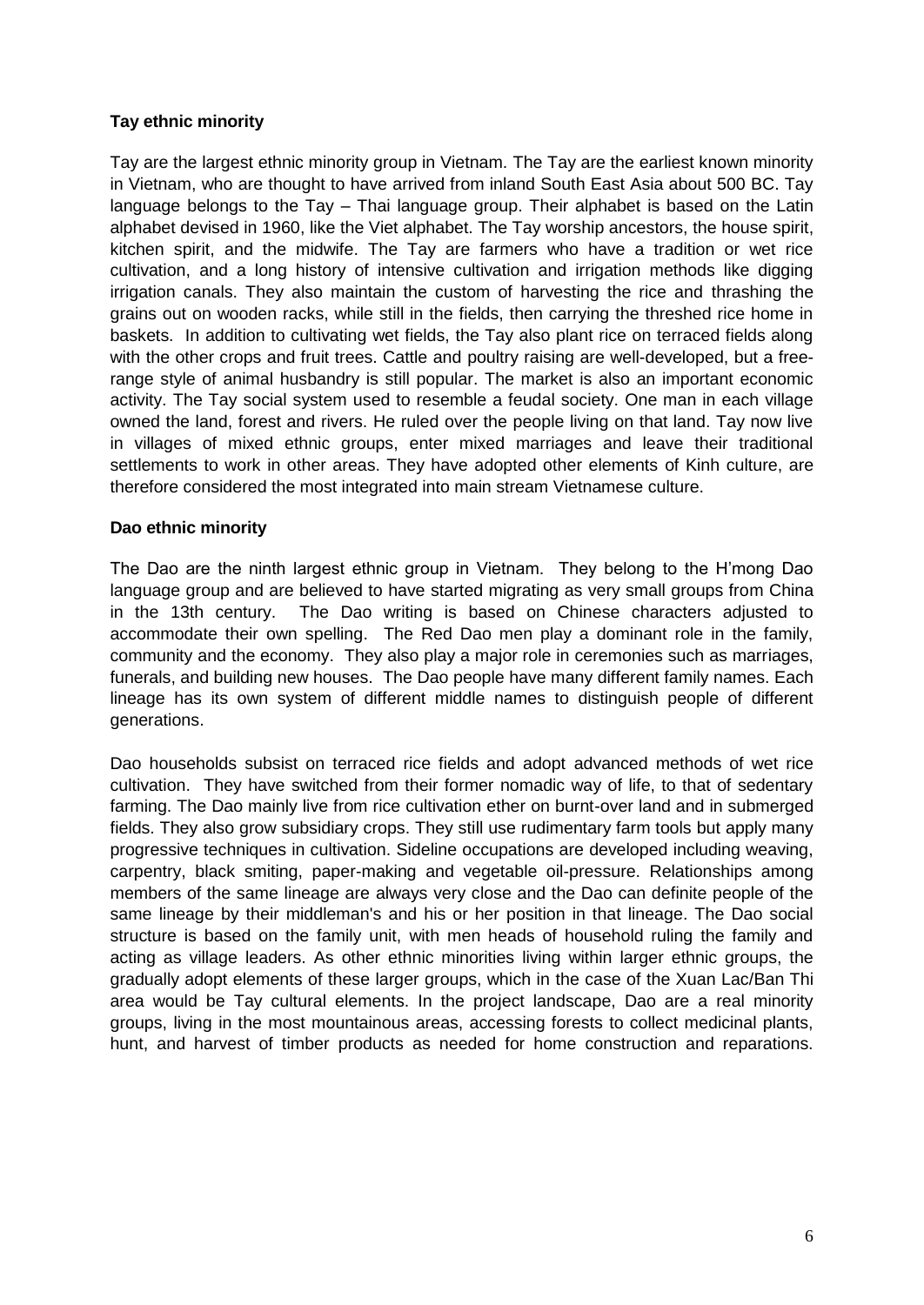**Tay ethnic minority**

Tay are the largest ethnic minority group in Vietnam. The Tay are the earliest known minority in Vietnam, who are thought to have arrived from inland South East Asia about 500 BC. Tay language belongs to the Tay – Thai language group. Their alphabet is based on the Latin alphabet devised in 1960, like the Viet alphabet. The Tay worship ancestors, the house spirit, kitchen spirit, and the midwife. The Tay are farmers who have a tradition or wet rice cultivation, and a long history of intensive cultivation and irrigation methods like digging irrigation canals. They also maintain the custom of harvesting the rice and thrashing the grains out on wooden racks, while still in the fields, then carrying the threshed rice home in baskets. In addition to cultivating wet fields, the Tay also plant rice on terraced fields along with the other crops and fruit trees. Cattle and poultry raising are well-developed, but a free-range style of animal husbandry is still popular. The market is also an important economic activity. The Tay social system used to resemble a feudal society. One man in each village owned the land, forest and rivers. He ruled over the people living on that land. Tay now live in villages of mixed ethnic groups, enter mixed marriages and leave their traditional settlements to work in other areas. They have adopted other elements of Kinh culture, are therefore considered the most integrated into main stream Vietnamese culture.

**Dao ethnic minority**

The Dao are the ninth largest ethnic group in Vietnam. They belong to the H'mong Dao language group and are believed to have started migrating as very small groups from China in the 13th century. The Dao writing is based on Chinese characters adjusted to accommodate their own spelling. The Red Dao men play a dominant role in the family, community and the economy. They also play a major role in ceremonies such as marriages, funerals, and building new houses. The Dao people have many different family names. Each lineage has its own system of different middle names to distinguish people of different generations.

Dao households subsist on terraced rice fields and adopt advanced methods of wet rice cultivation. They have switched from their former nomadic way of life, to that of sedentary farming. The Dao mainly live from rice cultivation ether on burnt-over land and in submerged fields. They also grow subsidiary crops. They still use rudimentary farm tools but apply many progressive techniques in cultivation. Sideline occupations are developed including weaving, carpentry, black smiting, paper-making and vegetable oil-pressure. Relationships among members of the same lineage are always very close and the Dao can definite people of the same lineage by their middleman's and his or her position in that lineage. The Dao social structure is based on the family unit, with men heads of household ruling the family and acting as village leaders. As other ethnic minorities living within larger ethnic groups, the gradually adopt elements of these larger groups, which in the case of the Xuan Lac/Ban Thi area would be Tay cultural elements. In the project landscape, Dao are a real minority groups, living in the most mountainous areas, accessing forests to collect medicinal plants, hunt, and harvest of timber products as needed for home construction and reparations.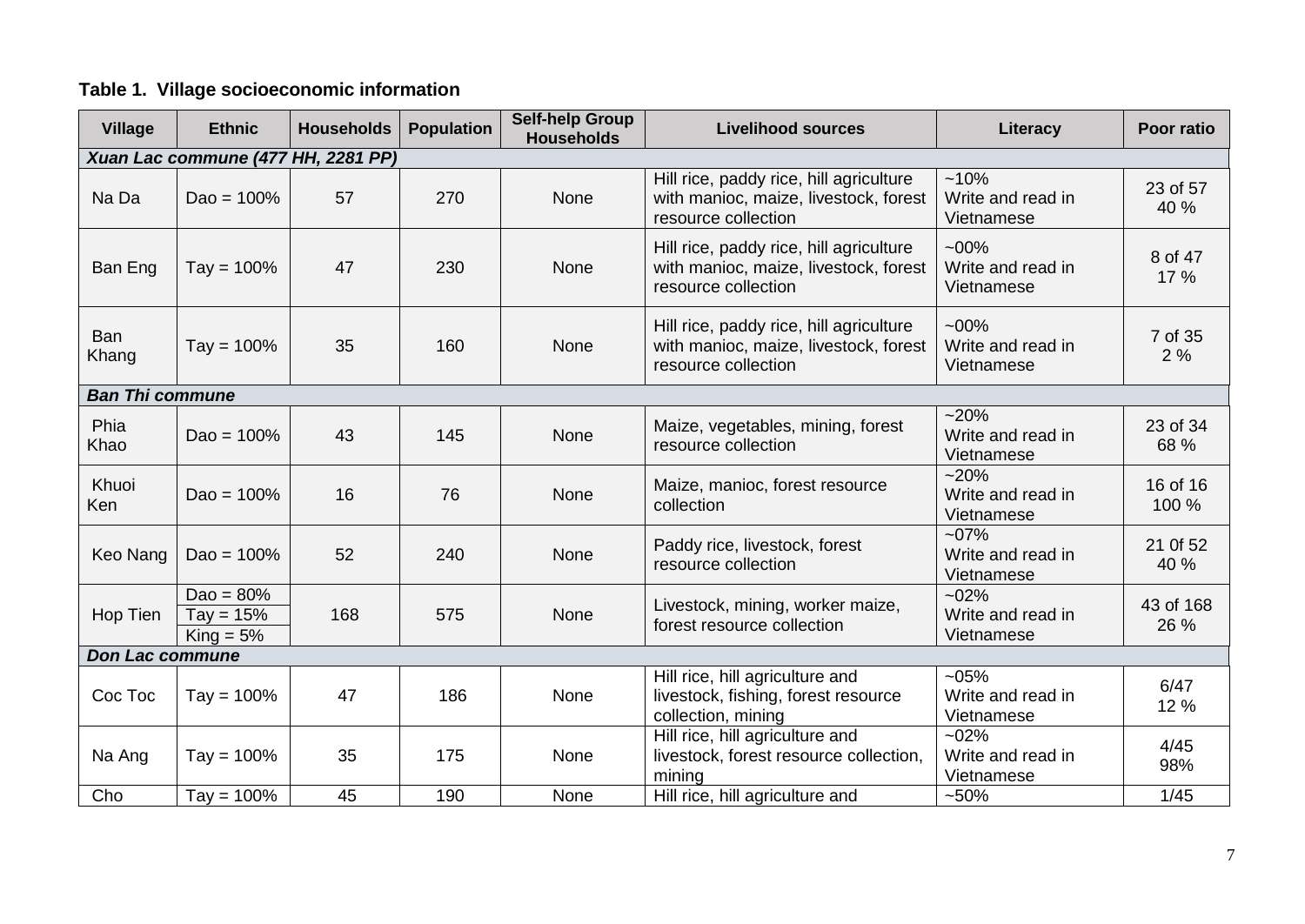**Table 1. Village socioeconomic information**

| Village | Ethnic | Households | Population | Self-help Group Households | Livelihood sources | Literacy | Poor ratio |
|---|---|---|---|---|---|---|---|
| ***Xuan Lac commune (477 HH, 2281 PP)*** | | | | | | | |
| Na Da | Dao = 100% | 57 | 270 | None | Hill rice, paddy rice, hill agriculture with manioc, maize, livestock, forest resource collection | ~10% Write and read in Vietnamese | 23 of 57 40 % |
| Ban Eng | Tay = 100% | 47 | 230 | None | Hill rice, paddy rice, hill agriculture with manioc, maize, livestock, forest resource collection | ~00% Write and read in Vietnamese | 8 of 47 17 % |
| Ban Khang | Tay = 100% | 35 | 160 | None | Hill rice, paddy rice, hill agriculture with manioc, maize, livestock, forest resource collection | ~00% Write and read in Vietnamese | 7 of 35 2 % |
| ***Ban Thi commune*** | | | | | | | |
| Phia Khao | Dao = 100% | 43 | 145 | None | Maize, vegetables, mining, forest resource collection | ~20% Write and read in Vietnamese | 23 of 34 68 % |
| Khuoi Ken | Dao = 100% | 16 | 76 | None | Maize, manioc, forest resource collection | ~20% Write and read in Vietnamese | 16 of 16 100 % |
| Keo Nang | Dao = 100% | 52 | 240 | None | Paddy rice, livestock, forest resource collection | ~07% Write and read in Vietnamese | 21 0f 52 40 % |
| Hop Tien | Dao = 80% Tay = 15% King = 5% | 168 | 575 | None | Livestock, mining, worker maize, forest resource collection | ~02% Write and read in Vietnamese | 43 of 168 26 % |
| ***Don Lac commune*** | | | | | | | |
| Coc Toc | Tay = 100% | 47 | 186 | None | Hill rice, hill agriculture and livestock, fishing, forest resource collection, mining | ~05% Write and read in Vietnamese | 6/47 12 % |
| Na Ang | Tay = 100% | 35 | 175 | None | Hill rice, hill agriculture and livestock, forest resource collection, mining | ~02% Write and read in Vietnamese | 4/45 98% |
| Cho | Tay = 100% | 45 | 190 | None | Hill rice, hill agriculture and | ~50% | 1/45 |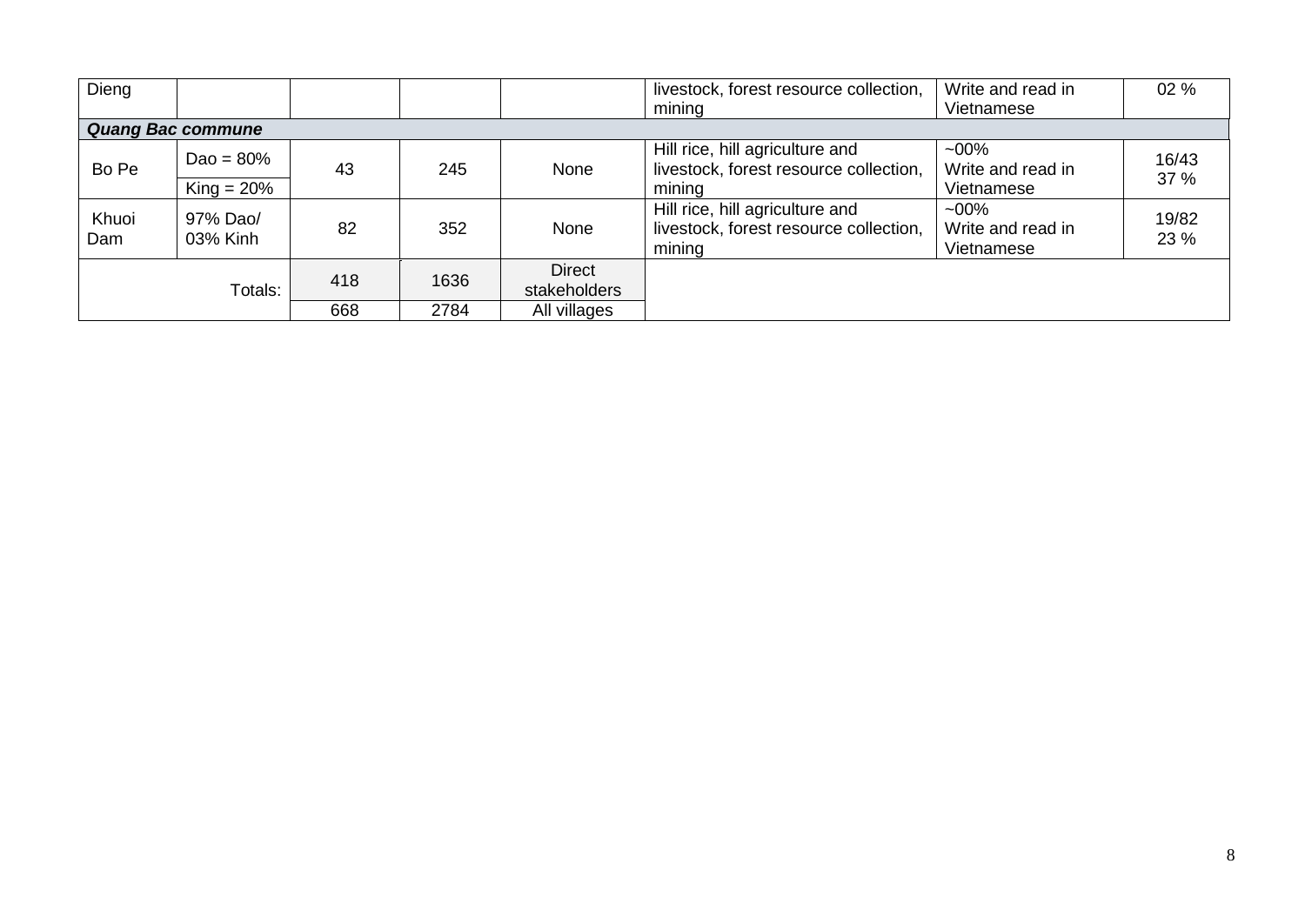| | | | | | | | |
|---|---|---|---|---|---|---|---|
| Dieng | | | | | livestock, forest resource collection, mining | Write and read in Vietnamese | 02 % |
| ***Quang Bac commune*** | | | | | | | |
| Bo Pe | Dao = 80% | 43 | 245 | None | Hill rice, hill agriculture and livestock, forest resource collection, mining | ~00% Write and read in Vietnamese | 16/43 37 % |
| | King = 20% | | | | | | |
| Khuoi Dam | 97% Dao/ 03% Kinh | 82 | 352 | None | Hill rice, hill agriculture and livestock, forest resource collection, mining | ~00% Write and read in Vietnamese | 19/82 23 % |
| Totals: | | 418 | 1636 | Direct stakeholders | | | |
| | | 668 | 2784 | All villages | | | |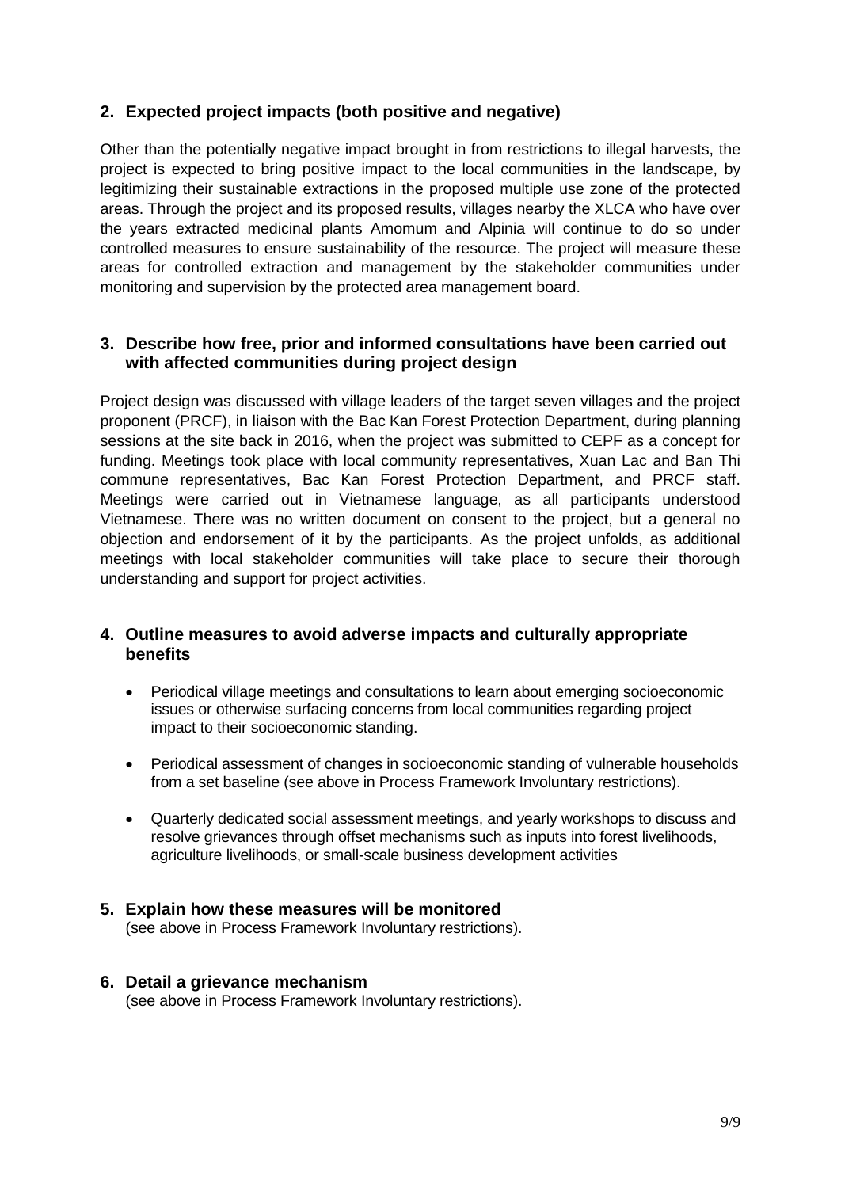## 2. Expected project impacts (both positive and negative)

Other than the potentially negative impact brought in from restrictions to illegal harvests, the project is expected to bring positive impact to the local communities in the landscape, by legitimizing their sustainable extractions in the proposed multiple use zone of the protected areas. Through the project and its proposed results, villages nearby the XLCA who have over the years extracted medicinal plants Amomum and Alpinia will continue to do so under controlled measures to ensure sustainability of the resource. The project will measure these areas for controlled extraction and management by the stakeholder communities under monitoring and supervision by the protected area management board.

## 3. Describe how free, prior and informed consultations have been carried out with affected communities during project design

Project design was discussed with village leaders of the target seven villages and the project proponent (PRCF), in liaison with the Bac Kan Forest Protection Department, during planning sessions at the site back in 2016, when the project was submitted to CEPF as a concept for funding. Meetings took place with local community representatives, Xuan Lac and Ban Thi commune representatives, Bac Kan Forest Protection Department, and PRCF staff. Meetings were carried out in Vietnamese language, as all participants understood Vietnamese. There was no written document on consent to the project, but a general no objection and endorsement of it by the participants. As the project unfolds, as additional meetings with local stakeholder communities will take place to secure their thorough understanding and support for project activities.

## 4. Outline measures to avoid adverse impacts and culturally appropriate benefits

- Periodical village meetings and consultations to learn about emerging socioeconomic issues or otherwise surfacing concerns from local communities regarding project impact to their socioeconomic standing.
- Periodical assessment of changes in socioeconomic standing of vulnerable households from a set baseline (see above in Process Framework Involuntary restrictions).
- Quarterly dedicated social assessment meetings, and yearly workshops to discuss and resolve grievances through offset mechanisms such as inputs into forest livelihoods, agriculture livelihoods, or small-scale business development activities

## 5. Explain how these measures will be monitored

(see above in Process Framework Involuntary restrictions).

## 6. Detail a grievance mechanism

(see above in Process Framework Involuntary restrictions).